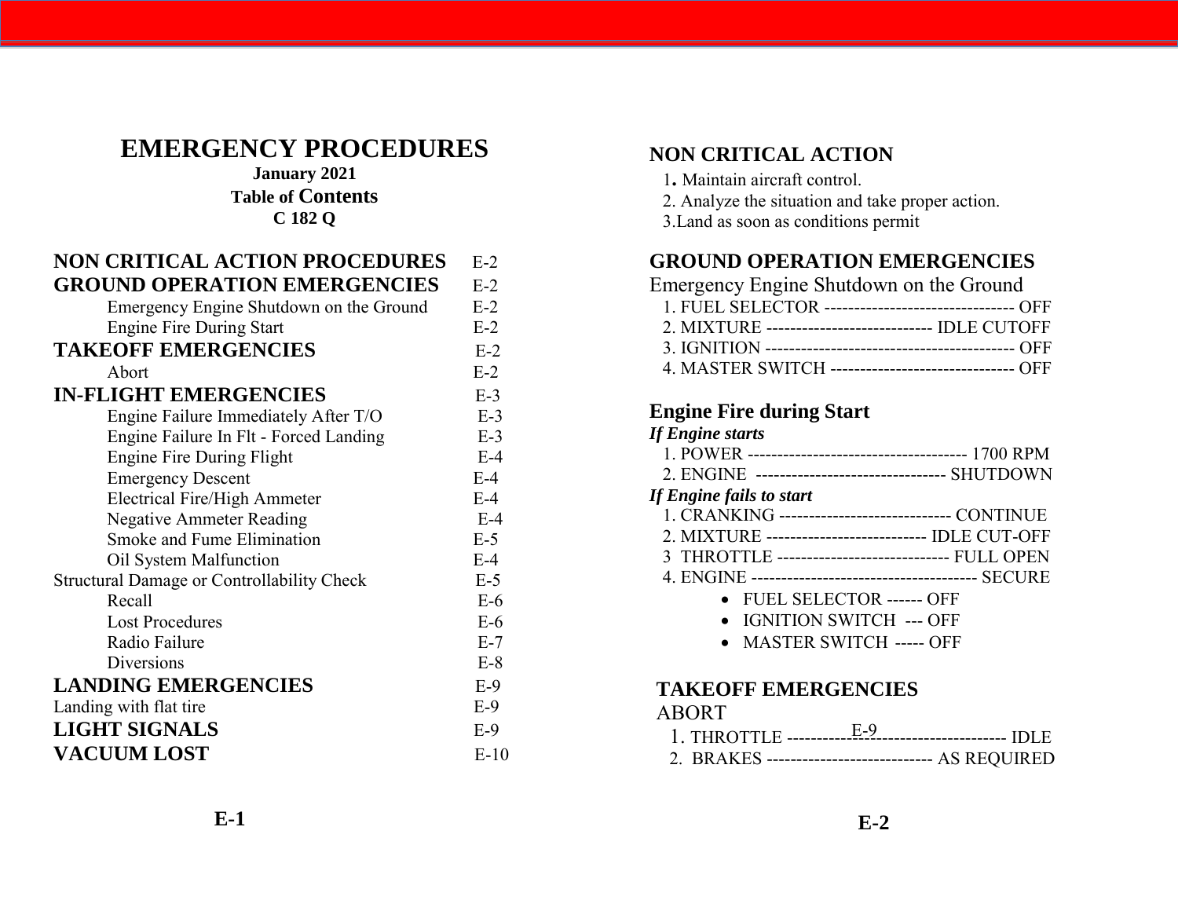# EMERGENCY PROCEDURES

**January 2021**

**Table of Contents**

**C 182 Q**

| | |
|---|---|
| **NON CRITICAL ACTION PROCEDURES** | E-2 |
| **GROUND OPERATION EMERGENCIES** | E-2 |
| Emergency Engine Shutdown on the Ground | E-2 |
| Engine Fire During Start | E-2 |
| **TAKEOFF EMERGENCIES** | E-2 |
| Abort | E-2 |
| **IN-FLIGHT EMERGENCIES** | E-3 |
| Engine Failure Immediately After T/O | E-3 |
| Engine Failure In Flt - Forced Landing | E-3 |
| Engine Fire During Flight | E-4 |
| Emergency Descent | E-4 |
| Electrical Fire/High Ammeter | E-4 |
| Negative Ammeter Reading | E-4 |
| Smoke and Fume Elimination | E-5 |
| Oil System Malfunction | E-4 |
| Structural Damage or Controllability Check | E-5 |
| Recall | E-6 |
| Lost Procedures | E-6 |
| Radio Failure | E-7 |
| Diversions | E-8 |
| **LANDING EMERGENCIES** | E-9 |
| Landing with flat tire | E-9 |
| **LIGHT SIGNALS** | E-9 |
| **VACUUM LOST** | E-10 |

## NON CRITICAL ACTION

1. Maintain aircraft control.
2. Analyze the situation and take proper action.
3. Land as soon as conditions permit

## GROUND OPERATION EMERGENCIES

Emergency Engine Shutdown on the Ground

1. FUEL SELECTOR -------------------------------- OFF
2. MIXTURE ---------------------------- IDLE CUTOFF
3. IGNITION ------------------------------------------ OFF
4. MASTER SWITCH ------------------------------- OFF

### Engine Fire during Start

***If Engine starts***

1. POWER ------------------------------------- 1700 RPM
2. ENGINE -------------------------------- SHUTDOWN

***If Engine fails to start***

1. CRANKING ----------------------------- CONTINUE
2. MIXTURE --------------------------- IDLE CUT-OFF
3. THROTTLE ----------------------------- FULL OPEN
4. ENGINE -------------------------------------- SECURE
   - FUEL SELECTOR ------ OFF
   - IGNITION SWITCH --- OFF
   - MASTER SWITCH ----- OFF

## TAKEOFF EMERGENCIES

ABORT

1. THROTTLE ------------------------------------------- IDLE
2. BRAKES --------------------------- AS REQUIRED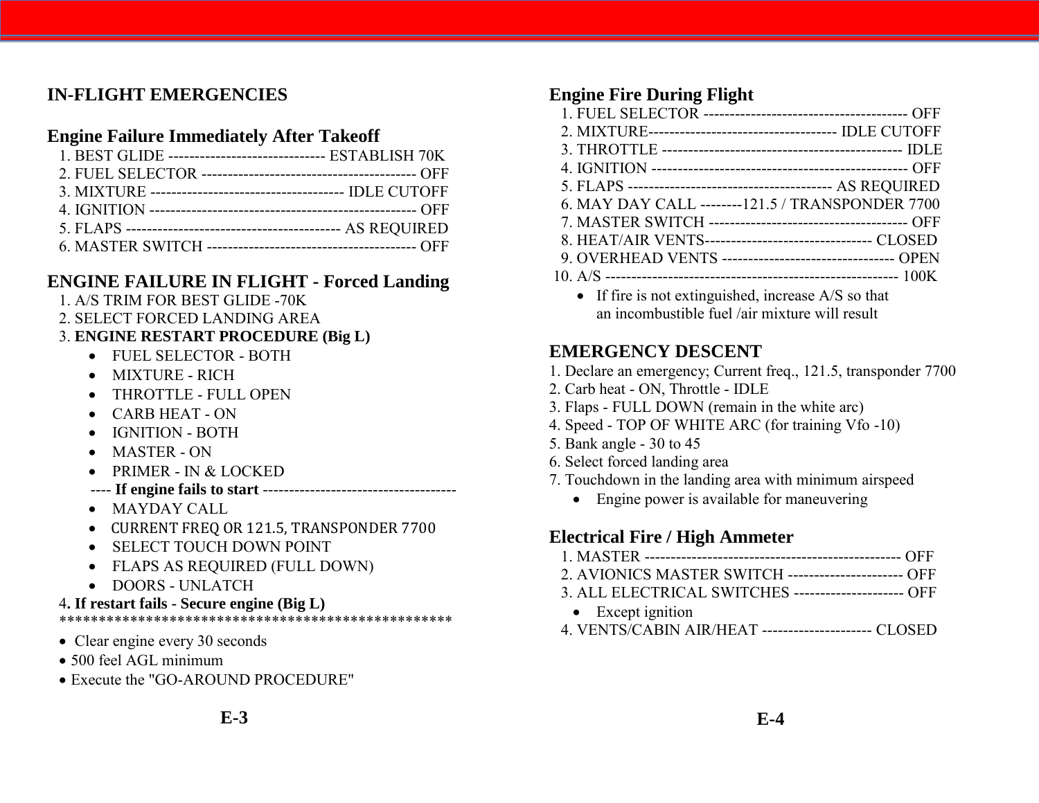# IN-FLIGHT EMERGENCIES

## Engine Failure Immediately After Takeoff

1. BEST GLIDE ------------------------------ ESTABLISH 70K
2. FUEL SELECTOR ----------------------------------------- OFF
3. MIXTURE ------------------------------------ IDLE CUTOFF
4. IGNITION -------------------------------------------------- OFF
5. FLAPS ----------------------------------------- AS REQUIRED
6. MASTER SWITCH ---------------------------------------- OFF

## ENGINE FAILURE IN FLIGHT - Forced Landing

1. A/S TRIM FOR BEST GLIDE -70K
2. SELECT FORCED LANDING AREA
3. **ENGINE RESTART PROCEDURE (Big L)**
   - FUEL SELECTOR - BOTH
   - MIXTURE - RICH
   - THROTTLE - FULL OPEN
   - CARB HEAT - ON
   - IGNITION - BOTH
   - MASTER - ON
   - PRIMER - IN & LOCKED

   ---- **If engine fails to start** -------------------------------------

   - MAYDAY CALL
   - CURRENT FREQ OR 121.5, TRANSPONDER 7700
   - SELECT TOUCH DOWN POINT
   - FLAPS AS REQUIRED (FULL DOWN)
   - DOORS - UNLATCH
4. **If restart fails - Secure engine (Big L)**

****************************************************

- Clear engine every 30 seconds
- 500 feel AGL minimum
- Execute the "GO-AROUND PROCEDURE"

## Engine Fire During Flight

1. FUEL SELECTOR --------------------------------------- OFF
2. MIXTURE------------------------------------ IDLE CUTOFF
3. THROTTLE --------------------------------------------- IDLE
4. IGNITION ------------------------------------------------ OFF
5. FLAPS -------------------------------------- AS REQUIRED
6. MAY DAY CALL --------121.5 / TRANSPONDER 7700
7. MASTER SWITCH -------------------------------------- OFF
8. HEAT/AIR VENTS-------------------------------- CLOSED
9. OVERHEAD VENTS --------------------------------- OPEN
10. A/S --------------------------------------------------------- 100K
    - If fire is not extinguished, increase A/S so that an incombustible fuel /air mixture will result

## EMERGENCY DESCENT

1. Declare an emergency; Current freq., 121.5, transponder 7700
2. Carb heat - ON, Throttle - IDLE
3. Flaps - FULL DOWN (remain in the white arc)
4. Speed - TOP OF WHITE ARC (for training Vfo -10)
5. Bank angle - 30 to 45
6. Select forced landing area
7. Touchdown in the landing area with minimum airspeed
   - Engine power is available for maneuvering

## Electrical Fire / High Ammeter

1. MASTER ------------------------------------------------- OFF
2. AVIONICS MASTER SWITCH ---------------------- OFF
3. ALL ELECTRICAL SWITCHES --------------------- OFF
   - Except ignition
4. VENTS/CABIN AIR/HEAT --------------------- CLOSED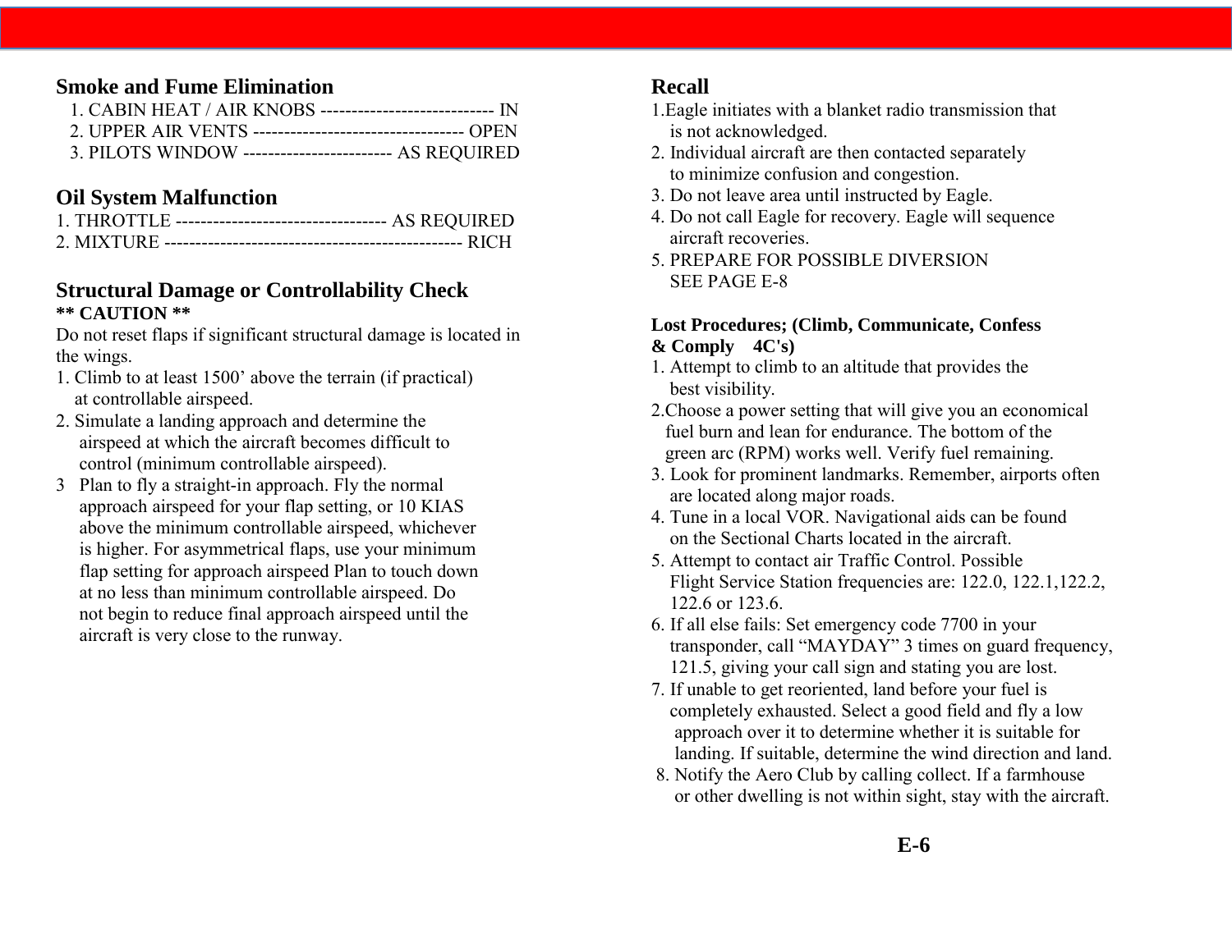## Smoke and Fume Elimination

1. CABIN HEAT / AIR KNOBS ---------------------------- IN
2. UPPER AIR VENTS --------------------------------- OPEN
3. PILOTS WINDOW ----------------------- AS REQUIRED

## Oil System Malfunction

1. THROTTLE --------------------------------- AS REQUIRED
2. MIXTURE ----------------------------------------------- RICH

## Structural Damage or Controllability Check

**\*\* CAUTION \*\***

Do not reset flaps if significant structural damage is located in the wings.

1. Climb to at least 1500' above the terrain (if practical) at controllable airspeed.
2. Simulate a landing approach and determine the airspeed at which the aircraft becomes difficult to control (minimum controllable airspeed).
3. Plan to fly a straight-in approach. Fly the normal approach airspeed for your flap setting, or 10 KIAS above the minimum controllable airspeed, whichever is higher. For asymmetrical flaps, use your minimum flap setting for approach airspeed Plan to touch down at no less than minimum controllable airspeed. Do not begin to reduce final approach airspeed until the aircraft is very close to the runway.

## Recall

1. Eagle initiates with a blanket radio transmission that is not acknowledged.
2. Individual aircraft are then contacted separately to minimize confusion and congestion.
3. Do not leave area until instructed by Eagle.
4. Do not call Eagle for recovery. Eagle will sequence aircraft recoveries.
5. PREPARE FOR POSSIBLE DIVERSION SEE PAGE E-8

### Lost Procedures; (Climb, Communicate, Confess & Comply 4C's)

1. Attempt to climb to an altitude that provides the best visibility.
2. Choose a power setting that will give you an economical fuel burn and lean for endurance. The bottom of the green arc (RPM) works well. Verify fuel remaining.
3. Look for prominent landmarks. Remember, airports often are located along major roads.
4. Tune in a local VOR. Navigational aids can be found on the Sectional Charts located in the aircraft.
5. Attempt to contact air Traffic Control. Possible Flight Service Station frequencies are: 122.0, 122.1,122.2, 122.6 or 123.6.
6. If all else fails: Set emergency code 7700 in your transponder, call "MAYDAY" 3 times on guard frequency, 121.5, giving your call sign and stating you are lost.
7. If unable to get reoriented, land before your fuel is completely exhausted. Select a good field and fly a low approach over it to determine whether it is suitable for landing. If suitable, determine the wind direction and land.
8. Notify the Aero Club by calling collect. If a farmhouse or other dwelling is not within sight, stay with the aircraft.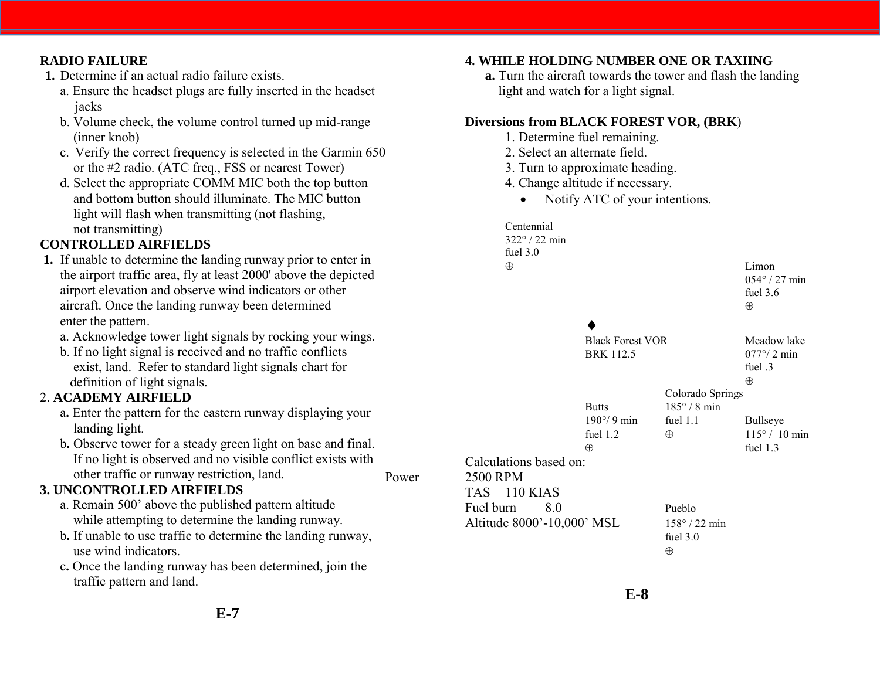**RADIO FAILURE**

1. Determine if an actual radio failure exists.
   a. Ensure the headset plugs are fully inserted in the headset jacks
   b. Volume check, the volume control turned up mid-range (inner knob)
   c. Verify the correct frequency is selected in the Garmin 650 or the #2 radio. (ATC freq., FSS or nearest Tower)
   d. Select the appropriate COMM MIC both the top button and bottom button should illuminate. The MIC button light will flash when transmitting (not flashing, not transmitting)

**CONTROLLED AIRFIELDS**

1. If unable to determine the landing runway prior to enter in the airport traffic area, fly at least 2000' above the depicted airport elevation and observe wind indicators or other aircraft. Once the landing runway been determined enter the pattern.
   a. Acknowledge tower light signals by rocking your wings.
   b. If no light signal is received and no traffic conflicts exist, land. Refer to standard light signals chart for definition of light signals.

2. **ACADEMY AIRFIELD**
   a. Enter the pattern for the eastern runway displaying your landing light.
   b. Observe tower for a steady green light on base and final. If no light is observed and no visible conflict exists with other traffic or runway restriction, land.

Power

**3. UNCONTROLLED AIRFIELDS**

a. Remain 500' above the published pattern altitude while attempting to determine the landing runway.
b. If unable to use traffic to determine the landing runway, use wind indicators.
c. Once the landing runway has been determined, join the traffic pattern and land.

**4. WHILE HOLDING NUMBER ONE OR TAXIING**

**a.** Turn the aircraft towards the tower and flash the landing light and watch for a light signal.

**Diversions from BLACK FOREST VOR, (BRK)**

1. Determine fuel remaining.
2. Select an alternate field.
3. Turn to approximate heading.
4. Change altitude if necessary.
   - Notify ATC of your intentions.

Centennial
322° / 22 min
fuel 3.0
⊕

Limon
054° / 27 min
fuel 3.6
⊕

♦
Black Forest VOR
BRK 112.5

Meadow lake
077°/ 2 min
fuel .3
⊕

Butts
190°/ 9 min
fuel 1.2
⊕

Colorado Springs
185° / 8 min
fuel 1.1
⊕

Bullseye
115° / 10 min
fuel 1.3

Pueblo
158° / 22 min
fuel 3.0
⊕

Calculations based on:
2500 RPM
TAS 110 KIAS
Fuel burn 8.0
Altitude 8000'-10,000' MSL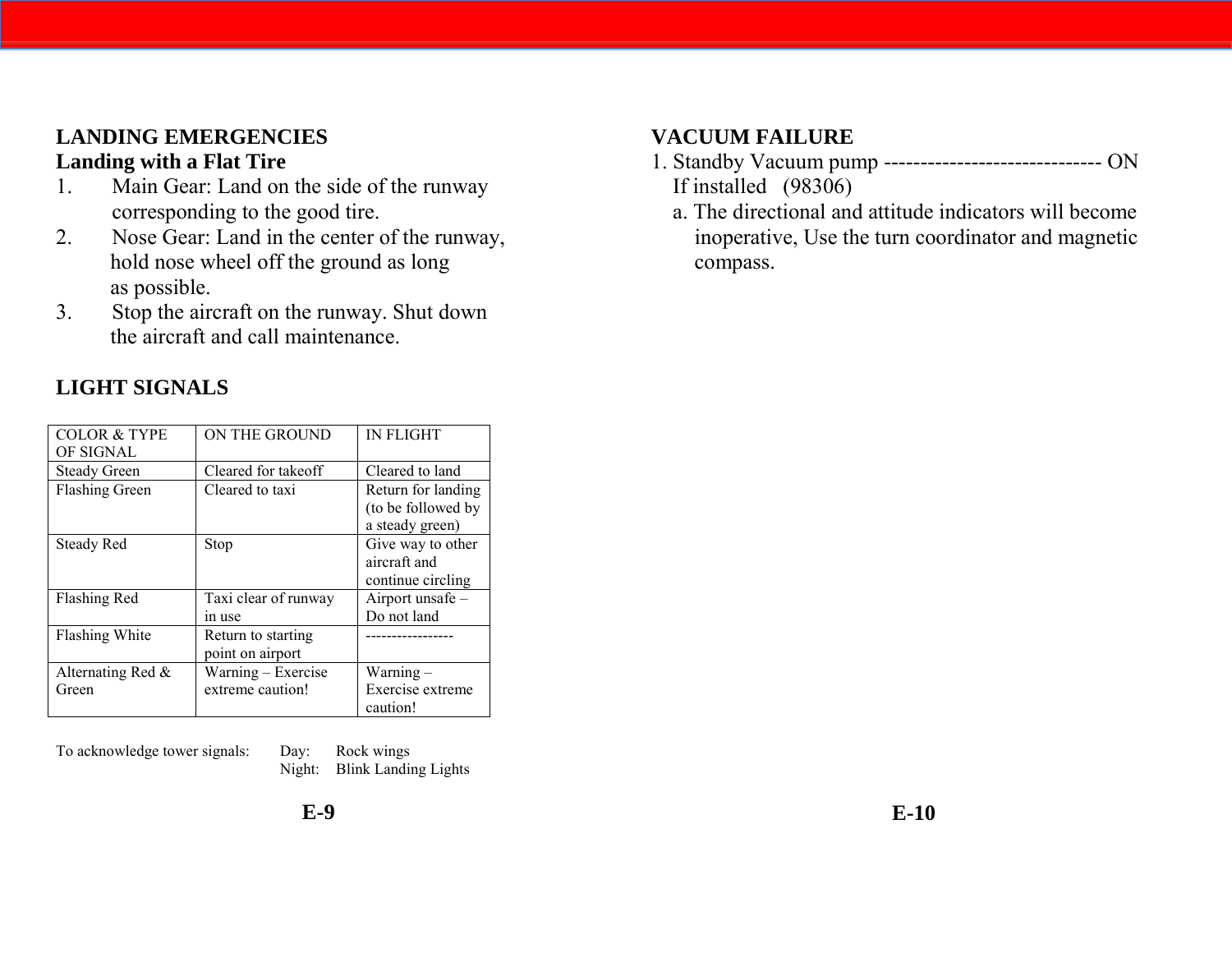## LANDING EMERGENCIES

### Landing with a Flat Tire

1. Main Gear: Land on the side of the runway corresponding to the good tire.
2. Nose Gear: Land in the center of the runway, hold nose wheel off the ground as long as possible.
3. Stop the aircraft on the runway. Shut down the aircraft and call maintenance.

## LIGHT SIGNALS

| COLOR & TYPE OF SIGNAL | ON THE GROUND | IN FLIGHT |
|---|---|---|
| Steady Green | Cleared for takeoff | Cleared to land |
| Flashing Green | Cleared to taxi | Return for landing (to be followed by a steady green) |
| Steady Red | Stop | Give way to other aircraft and continue circling |
| Flashing Red | Taxi clear of runway in use | Airport unsafe – Do not land |
| Flashing White | Return to starting point on airport | ---------------- |
| Alternating Red & Green | Warning – Exercise extreme caution! | Warning – Exercise extreme caution! |

To acknowledge tower signals: Day: Rock wings
Night: Blink Landing Lights

## VACUUM FAILURE

1. Standby Vacuum pump ------------------------------ ON
   If installed (98306)
   a. The directional and attitude indicators will become inoperative, Use the turn coordinator and magnetic compass.